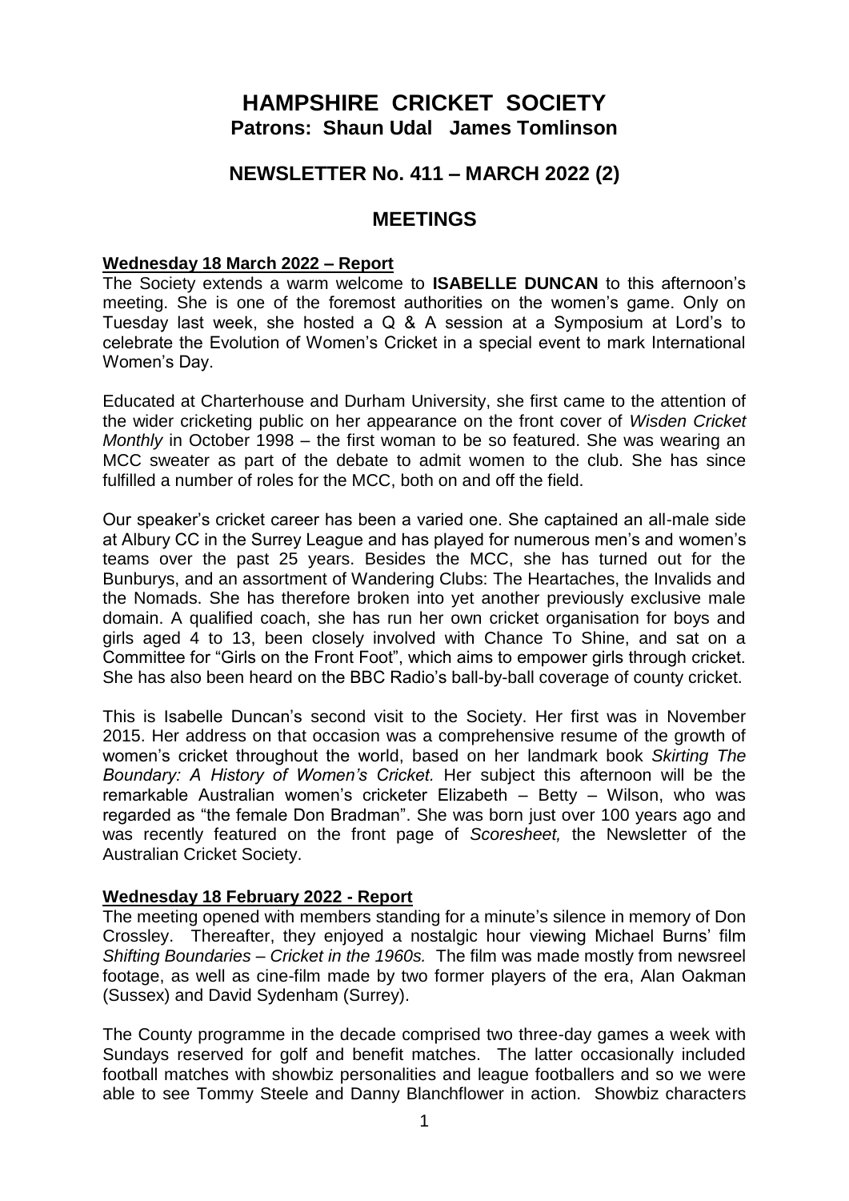# HAMPSHIRE CRICKET SOCIETY

## Patrons: Shaun Udal James Tomlinson

## NEWSLETTER No. 411 – MARCH 2022 (2)

## MEETINGS

**Wednesday 18 March 2022 – Report**

The Society extends a warm welcome to **ISABELLE DUNCAN** to this afternoon's meeting. She is one of the foremost authorities on the women's game. Only on Tuesday last week, she hosted a Q & A session at a Symposium at Lord's to celebrate the Evolution of Women's Cricket in a special event to mark International Women's Day.

Educated at Charterhouse and Durham University, she first came to the attention of the wider cricketing public on her appearance on the front cover of *Wisden Cricket Monthly* in October 1998 – the first woman to be so featured. She was wearing an MCC sweater as part of the debate to admit women to the club. She has since fulfilled a number of roles for the MCC, both on and off the field.

Our speaker's cricket career has been a varied one. She captained an all-male side at Albury CC in the Surrey League and has played for numerous men's and women's teams over the past 25 years. Besides the MCC, she has turned out for the Bunburys, and an assortment of Wandering Clubs: The Heartaches, the Invalids and the Nomads. She has therefore broken into yet another previously exclusive male domain. A qualified coach, she has run her own cricket organisation for boys and girls aged 4 to 13, been closely involved with Chance To Shine, and sat on a Committee for "Girls on the Front Foot", which aims to empower girls through cricket. She has also been heard on the BBC Radio's ball-by-ball coverage of county cricket.

This is Isabelle Duncan's second visit to the Society. Her first was in November 2015. Her address on that occasion was a comprehensive resume of the growth of women's cricket throughout the world, based on her landmark book *Skirting The Boundary: A History of Women's Cricket.* Her subject this afternoon will be the remarkable Australian women's cricketer Elizabeth – Betty – Wilson, who was regarded as "the female Don Bradman". She was born just over 100 years ago and was recently featured on the front page of *Scoresheet,* the Newsletter of the Australian Cricket Society.

**Wednesday 18 February 2022 - Report**

The meeting opened with members standing for a minute's silence in memory of Don Crossley. Thereafter, they enjoyed a nostalgic hour viewing Michael Burns' film *Shifting Boundaries – Cricket in the 1960s.* The film was made mostly from newsreel footage, as well as cine-film made by two former players of the era, Alan Oakman (Sussex) and David Sydenham (Surrey).

The County programme in the decade comprised two three-day games a week with Sundays reserved for golf and benefit matches. The latter occasionally included football matches with showbiz personalities and league footballers and so we were able to see Tommy Steele and Danny Blanchflower in action. Showbiz characters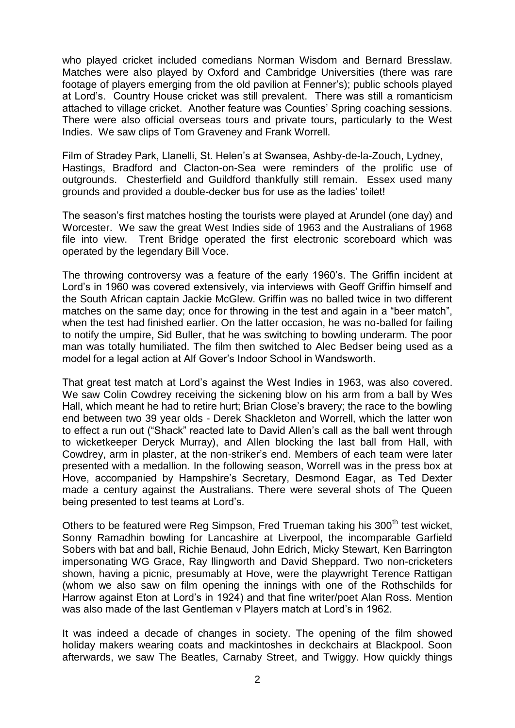who played cricket included comedians Norman Wisdom and Bernard Bresslaw. Matches were also played by Oxford and Cambridge Universities (there was rare footage of players emerging from the old pavilion at Fenner's); public schools played at Lord's. Country House cricket was still prevalent. There was still a romanticism attached to village cricket. Another feature was Counties' Spring coaching sessions. There were also official overseas tours and private tours, particularly to the West Indies. We saw clips of Tom Graveney and Frank Worrell.

Film of Stradey Park, Llanelli, St. Helen's at Swansea, Ashby-de-la-Zouch, Lydney, Hastings, Bradford and Clacton-on-Sea were reminders of the prolific use of outgrounds. Chesterfield and Guildford thankfully still remain. Essex used many grounds and provided a double-decker bus for use as the ladies' toilet!

The season's first matches hosting the tourists were played at Arundel (one day) and Worcester. We saw the great West Indies side of 1963 and the Australians of 1968 file into view. Trent Bridge operated the first electronic scoreboard which was operated by the legendary Bill Voce.

The throwing controversy was a feature of the early 1960's. The Griffin incident at Lord's in 1960 was covered extensively, via interviews with Geoff Griffin himself and the South African captain Jackie McGlew. Griffin was no balled twice in two different matches on the same day; once for throwing in the test and again in a "beer match", when the test had finished earlier. On the latter occasion, he was no-balled for failing to notify the umpire, Sid Buller, that he was switching to bowling underarm. The poor man was totally humiliated. The film then switched to Alec Bedser being used as a model for a legal action at Alf Gover's Indoor School in Wandsworth.

That great test match at Lord's against the West Indies in 1963, was also covered. We saw Colin Cowdrey receiving the sickening blow on his arm from a ball by Wes Hall, which meant he had to retire hurt; Brian Close's bravery; the race to the bowling end between two 39 year olds - Derek Shackleton and Worrell, which the latter won to effect a run out ("Shack" reacted late to David Allen's call as the ball went through to wicketkeeper Deryck Murray), and Allen blocking the last ball from Hall, with Cowdrey, arm in plaster, at the non-striker's end. Members of each team were later presented with a medallion. In the following season, Worrell was in the press box at Hove, accompanied by Hampshire's Secretary, Desmond Eagar, as Ted Dexter made a century against the Australians. There were several shots of The Queen being presented to test teams at Lord's.

Others to be featured were Reg Simpson, Fred Trueman taking his 300th test wicket, Sonny Ramadhin bowling for Lancashire at Liverpool, the incomparable Garfield Sobers with bat and ball, Richie Benaud, John Edrich, Micky Stewart, Ken Barrington impersonating WG Grace, Ray llingworth and David Sheppard. Two non-cricketers shown, having a picnic, presumably at Hove, were the playwright Terence Rattigan (whom we also saw on film opening the innings with one of the Rothschilds for Harrow against Eton at Lord's in 1924) and that fine writer/poet Alan Ross. Mention was also made of the last Gentleman v Players match at Lord's in 1962.

It was indeed a decade of changes in society. The opening of the film showed holiday makers wearing coats and mackintoshes in deckchairs at Blackpool. Soon afterwards, we saw The Beatles, Carnaby Street, and Twiggy. How quickly things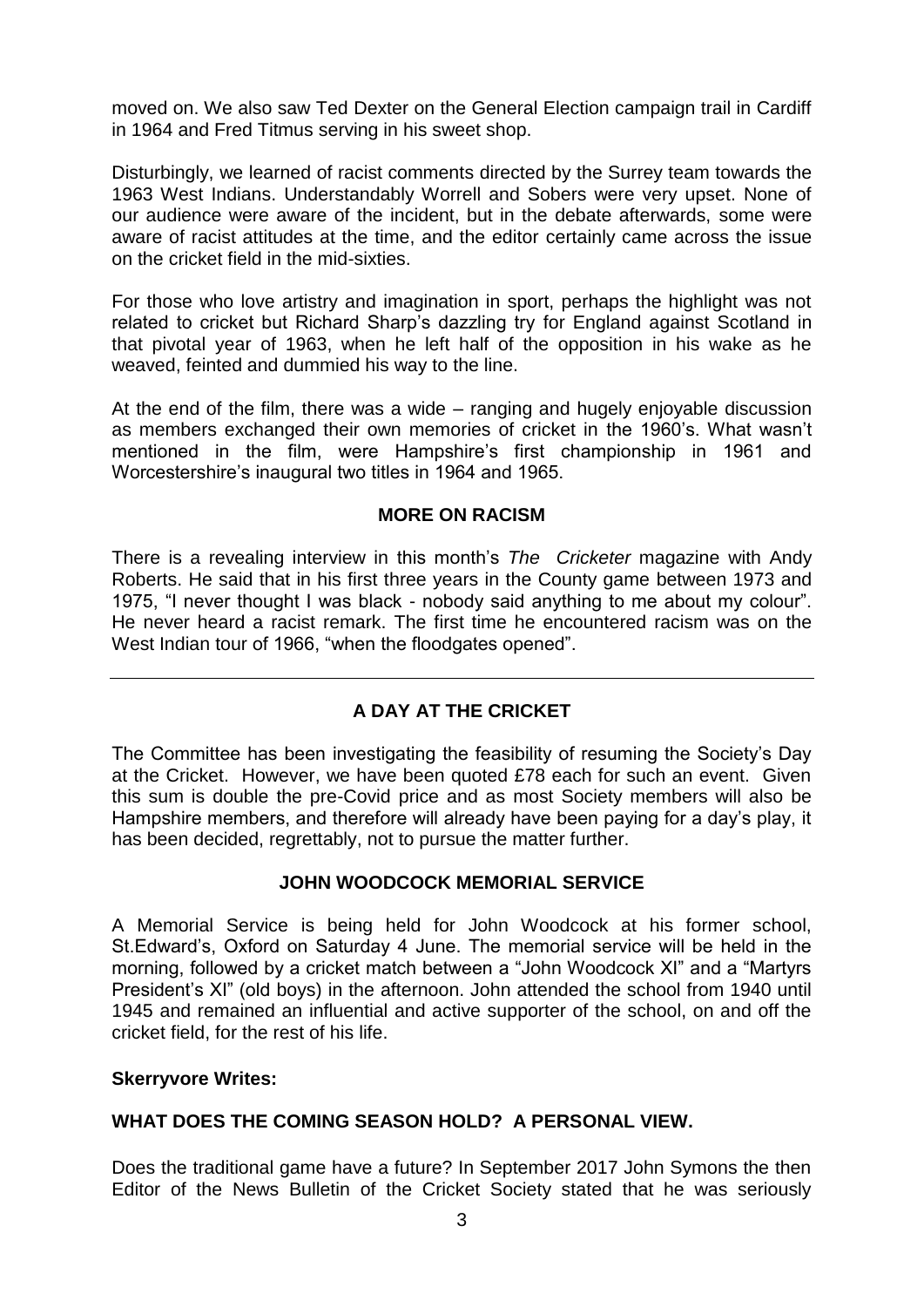moved on. We also saw Ted Dexter on the General Election campaign trail in Cardiff in 1964 and Fred Titmus serving in his sweet shop.

Disturbingly, we learned of racist comments directed by the Surrey team towards the 1963 West Indians. Understandably Worrell and Sobers were very upset. None of our audience were aware of the incident, but in the debate afterwards, some were aware of racist attitudes at the time, and the editor certainly came across the issue on the cricket field in the mid-sixties.

For those who love artistry and imagination in sport, perhaps the highlight was not related to cricket but Richard Sharp's dazzling try for England against Scotland in that pivotal year of 1963, when he left half of the opposition in his wake as he weaved, feinted and dummied his way to the line.

At the end of the film, there was a wide – ranging and hugely enjoyable discussion as members exchanged their own memories of cricket in the 1960's. What wasn't mentioned in the film, were Hampshire's first championship in 1961 and Worcestershire's inaugural two titles in 1964 and 1965.

## MORE ON RACISM

There is a revealing interview in this month's *The Cricketer* magazine with Andy Roberts. He said that in his first three years in the County game between 1973 and 1975, "I never thought I was black - nobody said anything to me about my colour". He never heard a racist remark. The first time he encountered racism was on the West Indian tour of 1966, "when the floodgates opened".

---

## A DAY AT THE CRICKET

The Committee has been investigating the feasibility of resuming the Society's Day at the Cricket. However, we have been quoted £78 each for such an event. Given this sum is double the pre-Covid price and as most Society members will also be Hampshire members, and therefore will already have been paying for a day's play, it has been decided, regrettably, not to pursue the matter further.

## JOHN WOODCOCK MEMORIAL SERVICE

A Memorial Service is being held for John Woodcock at his former school, St.Edward's, Oxford on Saturday 4 June. The memorial service will be held in the morning, followed by a cricket match between a "John Woodcock XI" and a "Martyrs President's XI" (old boys) in the afternoon. John attended the school from 1940 until 1945 and remained an influential and active supporter of the school, on and off the cricket field, for the rest of his life.

**Skerryvore Writes:**

## WHAT DOES THE COMING SEASON HOLD? A PERSONAL VIEW.

Does the traditional game have a future? In September 2017 John Symons the then Editor of the News Bulletin of the Cricket Society stated that he was seriously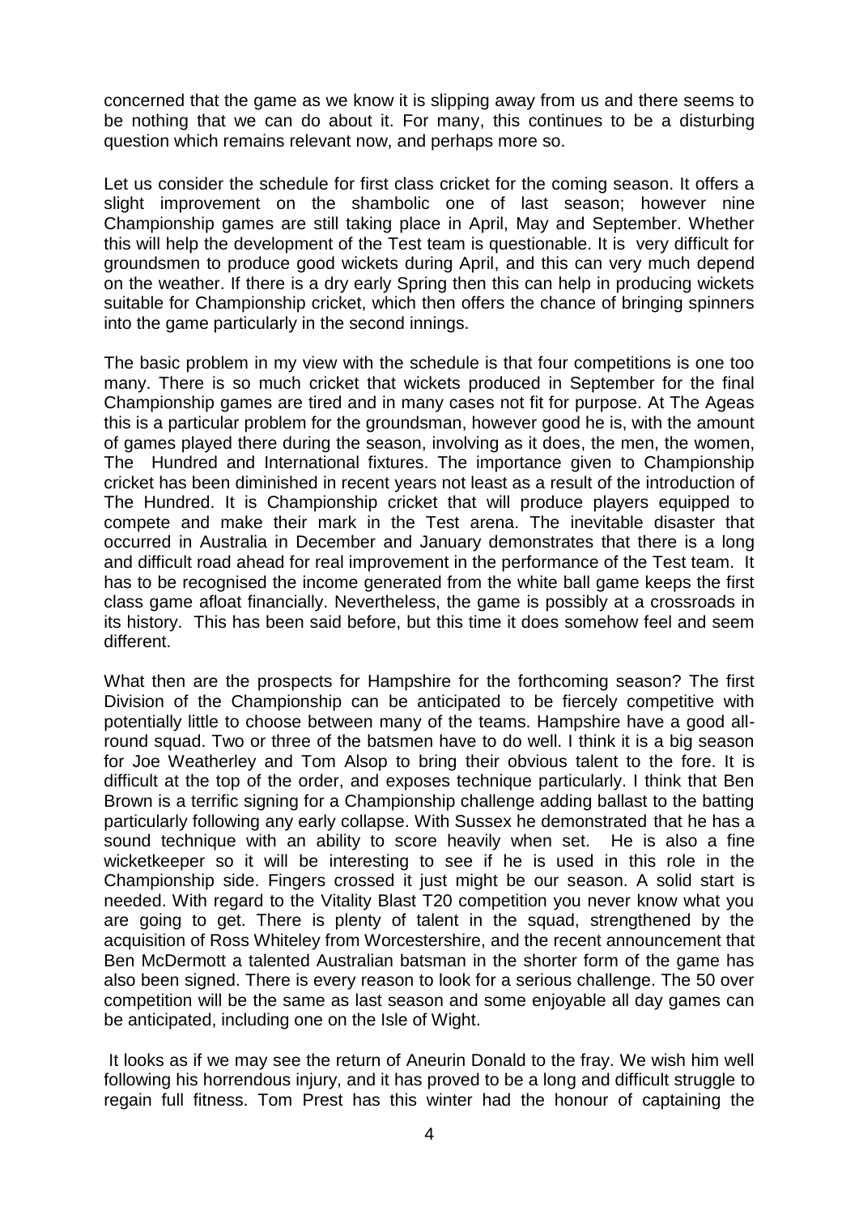concerned that the game as we know it is slipping away from us and there seems to be nothing that we can do about it. For many, this continues to be a disturbing question which remains relevant now, and perhaps more so.

Let us consider the schedule for first class cricket for the coming season. It offers a slight improvement on the shambolic one of last season; however nine Championship games are still taking place in April, May and September. Whether this will help the development of the Test team is questionable. It is very difficult for groundsmen to produce good wickets during April, and this can very much depend on the weather. If there is a dry early Spring then this can help in producing wickets suitable for Championship cricket, which then offers the chance of bringing spinners into the game particularly in the second innings.

The basic problem in my view with the schedule is that four competitions is one too many. There is so much cricket that wickets produced in September for the final Championship games are tired and in many cases not fit for purpose. At The Ageas this is a particular problem for the groundsman, however good he is, with the amount of games played there during the season, involving as it does, the men, the women, The Hundred and International fixtures. The importance given to Championship cricket has been diminished in recent years not least as a result of the introduction of The Hundred. It is Championship cricket that will produce players equipped to compete and make their mark in the Test arena. The inevitable disaster that occurred in Australia in December and January demonstrates that there is a long and difficult road ahead for real improvement in the performance of the Test team. It has to be recognised the income generated from the white ball game keeps the first class game afloat financially. Nevertheless, the game is possibly at a crossroads in its history. This has been said before, but this time it does somehow feel and seem different.

What then are the prospects for Hampshire for the forthcoming season? The first Division of the Championship can be anticipated to be fiercely competitive with potentially little to choose between many of the teams. Hampshire have a good all-round squad. Two or three of the batsmen have to do well. I think it is a big season for Joe Weatherley and Tom Alsop to bring their obvious talent to the fore. It is difficult at the top of the order, and exposes technique particularly. I think that Ben Brown is a terrific signing for a Championship challenge adding ballast to the batting particularly following any early collapse. With Sussex he demonstrated that he has a sound technique with an ability to score heavily when set. He is also a fine wicketkeeper so it will be interesting to see if he is used in this role in the Championship side. Fingers crossed it just might be our season. A solid start is needed. With regard to the Vitality Blast T20 competition you never know what you are going to get. There is plenty of talent in the squad, strengthened by the acquisition of Ross Whiteley from Worcestershire, and the recent announcement that Ben McDermott a talented Australian batsman in the shorter form of the game has also been signed. There is every reason to look for a serious challenge. The 50 over competition will be the same as last season and some enjoyable all day games can be anticipated, including one on the Isle of Wight.

It looks as if we may see the return of Aneurin Donald to the fray. We wish him well following his horrendous injury, and it has proved to be a long and difficult struggle to regain full fitness. Tom Prest has this winter had the honour of captaining the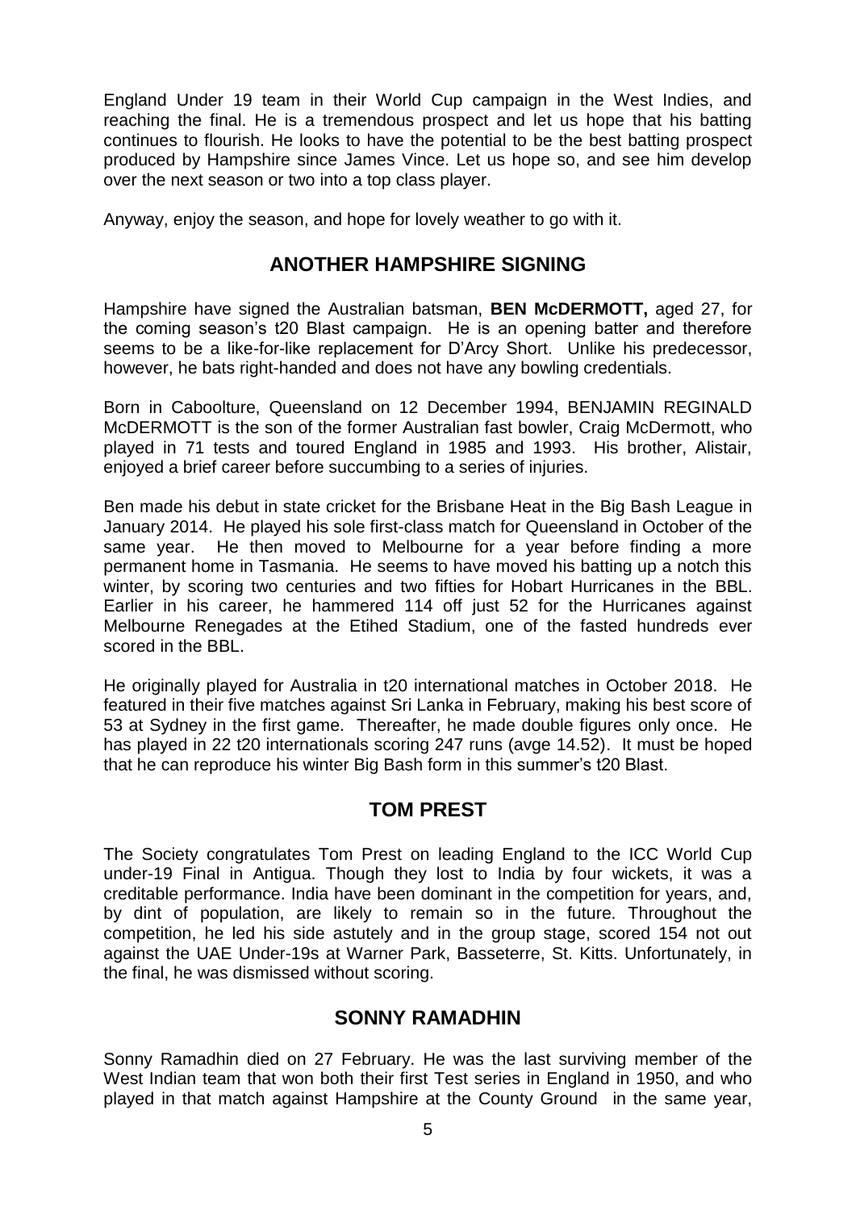England Under 19 team in their World Cup campaign in the West Indies, and reaching the final. He is a tremendous prospect and let us hope that his batting continues to flourish. He looks to have the potential to be the best batting prospect produced by Hampshire since James Vince. Let us hope so, and see him develop over the next season or two into a top class player.

Anyway, enjoy the season, and hope for lovely weather to go with it.

## ANOTHER HAMPSHIRE SIGNING

Hampshire have signed the Australian batsman, **BEN McDERMOTT,** aged 27, for the coming season's t20 Blast campaign. He is an opening batter and therefore seems to be a like-for-like replacement for D'Arcy Short. Unlike his predecessor, however, he bats right-handed and does not have any bowling credentials.

Born in Caboolture, Queensland on 12 December 1994, BENJAMIN REGINALD McDERMOTT is the son of the former Australian fast bowler, Craig McDermott, who played in 71 tests and toured England in 1985 and 1993. His brother, Alistair, enjoyed a brief career before succumbing to a series of injuries.

Ben made his debut in state cricket for the Brisbane Heat in the Big Bash League in January 2014. He played his sole first-class match for Queensland in October of the same year. He then moved to Melbourne for a year before finding a more permanent home in Tasmania. He seems to have moved his batting up a notch this winter, by scoring two centuries and two fifties for Hobart Hurricanes in the BBL. Earlier in his career, he hammered 114 off just 52 for the Hurricanes against Melbourne Renegades at the Etihed Stadium, one of the fasted hundreds ever scored in the BBL.

He originally played for Australia in t20 international matches in October 2018. He featured in their five matches against Sri Lanka in February, making his best score of 53 at Sydney in the first game. Thereafter, he made double figures only once. He has played in 22 t20 internationals scoring 247 runs (avge 14.52). It must be hoped that he can reproduce his winter Big Bash form in this summer's t20 Blast.

## TOM PREST

The Society congratulates Tom Prest on leading England to the ICC World Cup under-19 Final in Antigua. Though they lost to India by four wickets, it was a creditable performance. India have been dominant in the competition for years, and, by dint of population, are likely to remain so in the future. Throughout the competition, he led his side astutely and in the group stage, scored 154 not out against the UAE Under-19s at Warner Park, Basseterre, St. Kitts. Unfortunately, in the final, he was dismissed without scoring.

## SONNY RAMADHIN

Sonny Ramadhin died on 27 February. He was the last surviving member of the West Indian team that won both their first Test series in England in 1950, and who played in that match against Hampshire at the County Ground in the same year,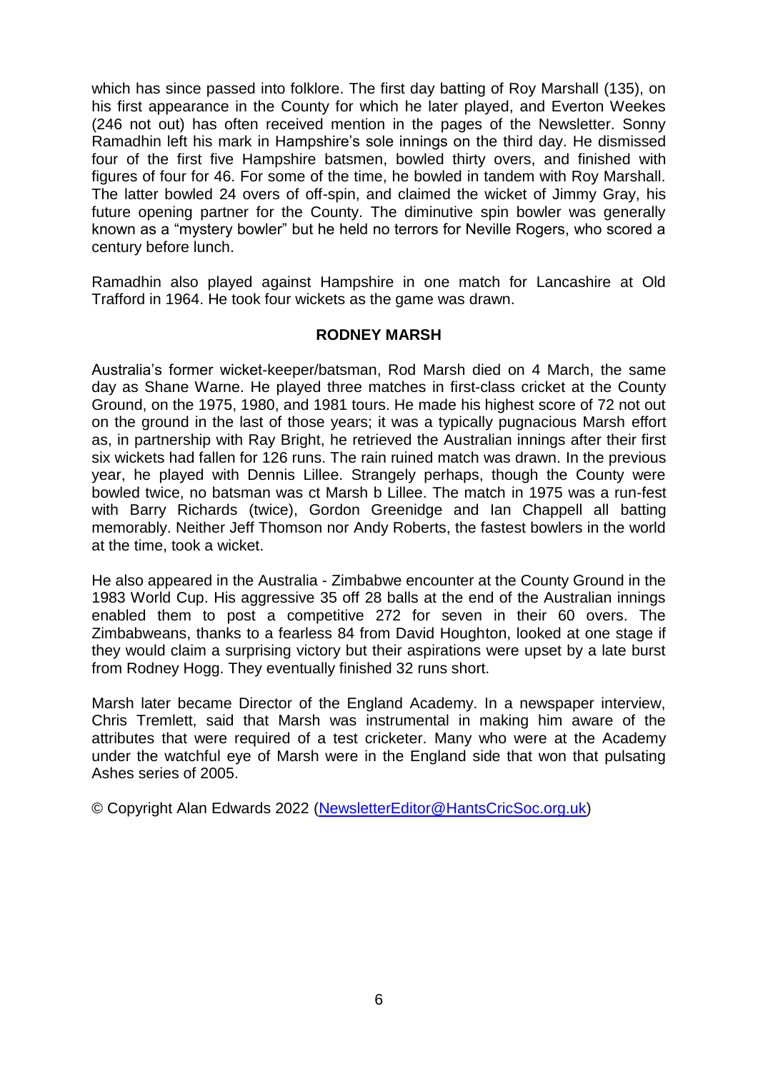which has since passed into folklore. The first day batting of Roy Marshall (135), on his first appearance in the County for which he later played, and Everton Weekes (246 not out) has often received mention in the pages of the Newsletter. Sonny Ramadhin left his mark in Hampshire's sole innings on the third day. He dismissed four of the first five Hampshire batsmen, bowled thirty overs, and finished with figures of four for 46. For some of the time, he bowled in tandem with Roy Marshall. The latter bowled 24 overs of off-spin, and claimed the wicket of Jimmy Gray, his future opening partner for the County. The diminutive spin bowler was generally known as a "mystery bowler" but he held no terrors for Neville Rogers, who scored a century before lunch.

Ramadhin also played against Hampshire in one match for Lancashire at Old Trafford in 1964. He took four wickets as the game was drawn.

**RODNEY MARSH**

Australia's former wicket-keeper/batsman, Rod Marsh died on 4 March, the same day as Shane Warne. He played three matches in first-class cricket at the County Ground, on the 1975, 1980, and 1981 tours. He made his highest score of 72 not out on the ground in the last of those years; it was a typically pugnacious Marsh effort as, in partnership with Ray Bright, he retrieved the Australian innings after their first six wickets had fallen for 126 runs. The rain ruined match was drawn. In the previous year, he played with Dennis Lillee. Strangely perhaps, though the County were bowled twice, no batsman was ct Marsh b Lillee. The match in 1975 was a run-fest with Barry Richards (twice), Gordon Greenidge and Ian Chappell all batting memorably. Neither Jeff Thomson nor Andy Roberts, the fastest bowlers in the world at the time, took a wicket.

He also appeared in the Australia - Zimbabwe encounter at the County Ground in the 1983 World Cup. His aggressive 35 off 28 balls at the end of the Australian innings enabled them to post a competitive 272 for seven in their 60 overs. The Zimbabweans, thanks to a fearless 84 from David Houghton, looked at one stage if they would claim a surprising victory but their aspirations were upset by a late burst from Rodney Hogg. They eventually finished 32 runs short.

Marsh later became Director of the England Academy. In a newspaper interview, Chris Tremlett, said that Marsh was instrumental in making him aware of the attributes that were required of a test cricketer. Many who were at the Academy under the watchful eye of Marsh were in the England side that won that pulsating Ashes series of 2005.

© Copyright Alan Edwards 2022 (NewsletterEditor@HantsCricSoc.org.uk)